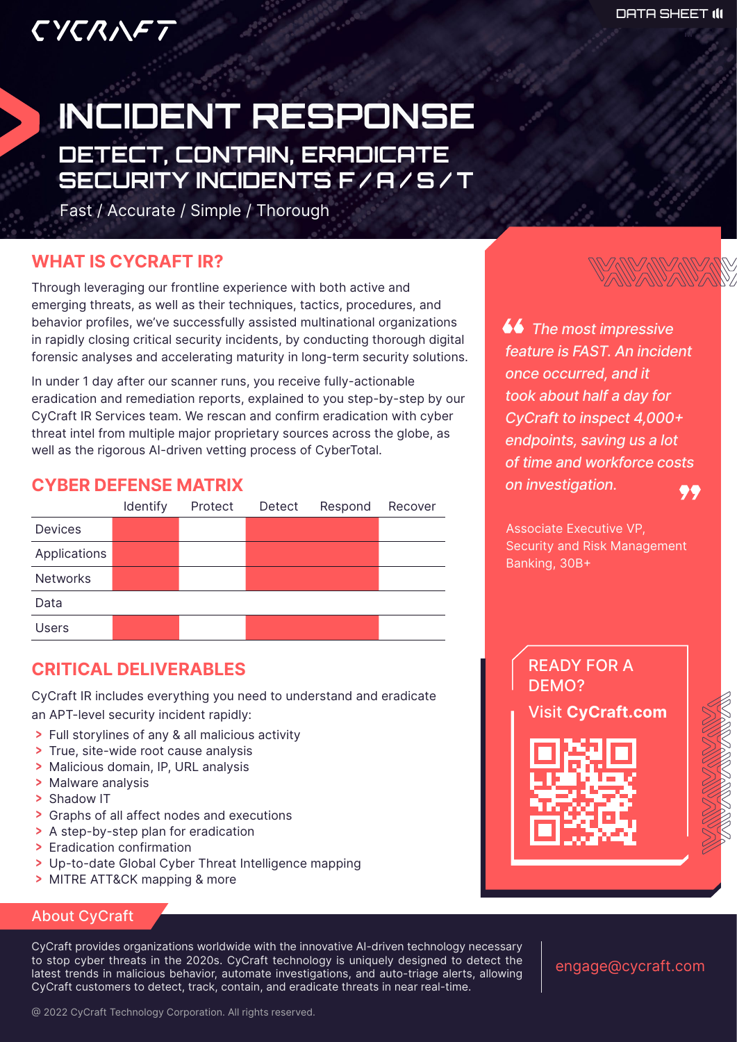DATA SHEET

CYCRAFT

# INCIDENT RESPONSE

## DETECT, CONTAIN, ERADICATE SECURITY INCIDENTS F / A / S / T

Fast / Accurate / Simple / Thorough

## WHAT IS CYCRAFT IR?

Through leveraging our frontline experience with both active and emerging threats, as well as their techniques, tactics, procedures, and behavior profiles, we've successfully assisted multinational organizations in rapidly closing critical security incidents, by conducting thorough digital forensic analyses and accelerating maturity in long-term security solutions.

In under 1 day after our scanner runs, you receive fully-actionable eradication and remediation reports, explained to you step-by-step by our CyCraft IR Services team. We rescan and confirm eradication with cyber threat intel from multiple major proprietary sources across the globe, as well as the rigorous AI-driven vetting process of CyberTotal.

## CYBER DEFENSE MATRIX

| | Identify | Protect | Detect | Respond | Recover |
|---|---|---|---|---|---|
| Devices | ■ | | ■ | ■ | |
| Applications | ■ | | ■ | ■ | |
| Networks | ■ | | ■ | ■ | |
| Data | | | | | |
| Users | ■ | | ■ | ■ | |

## CRITICAL DELIVERABLES

CyCraft IR includes everything you need to understand and eradicate an APT-level security incident rapidly:

- Full storylines of any & all malicious activity
- True, site-wide root cause analysis
- Malicious domain, IP, URL analysis
- Malware analysis
- Shadow IT
- Graphs of all affect nodes and executions
- A step-by-step plan for eradication
- Eradication confirmation
- Up-to-date Global Cyber Threat Intelligence mapping
- MITRE ATT&CK mapping & more

> *The most impressive feature is FAST. An incident once occurred, and it took about half a day for CyCraft to inspect 4,000+ endpoints, saving us a lot of time and workforce costs on investigation.*

Associate Executive VP,
Security and Risk Management
Banking, 30B+

READY FOR A DEMO?

Visit **CyCraft.com**

## About CyCraft

CyCraft provides organizations worldwide with the innovative AI-driven technology necessary to stop cyber threats in the 2020s. CyCraft technology is uniquely designed to detect the latest trends in malicious behavior, automate investigations, and auto-triage alerts, allowing CyCraft customers to detect, track, contain, and eradicate threats in near real-time.

engage@cycraft.com

@ 2022 CyCraft Technology Corporation. All rights reserved.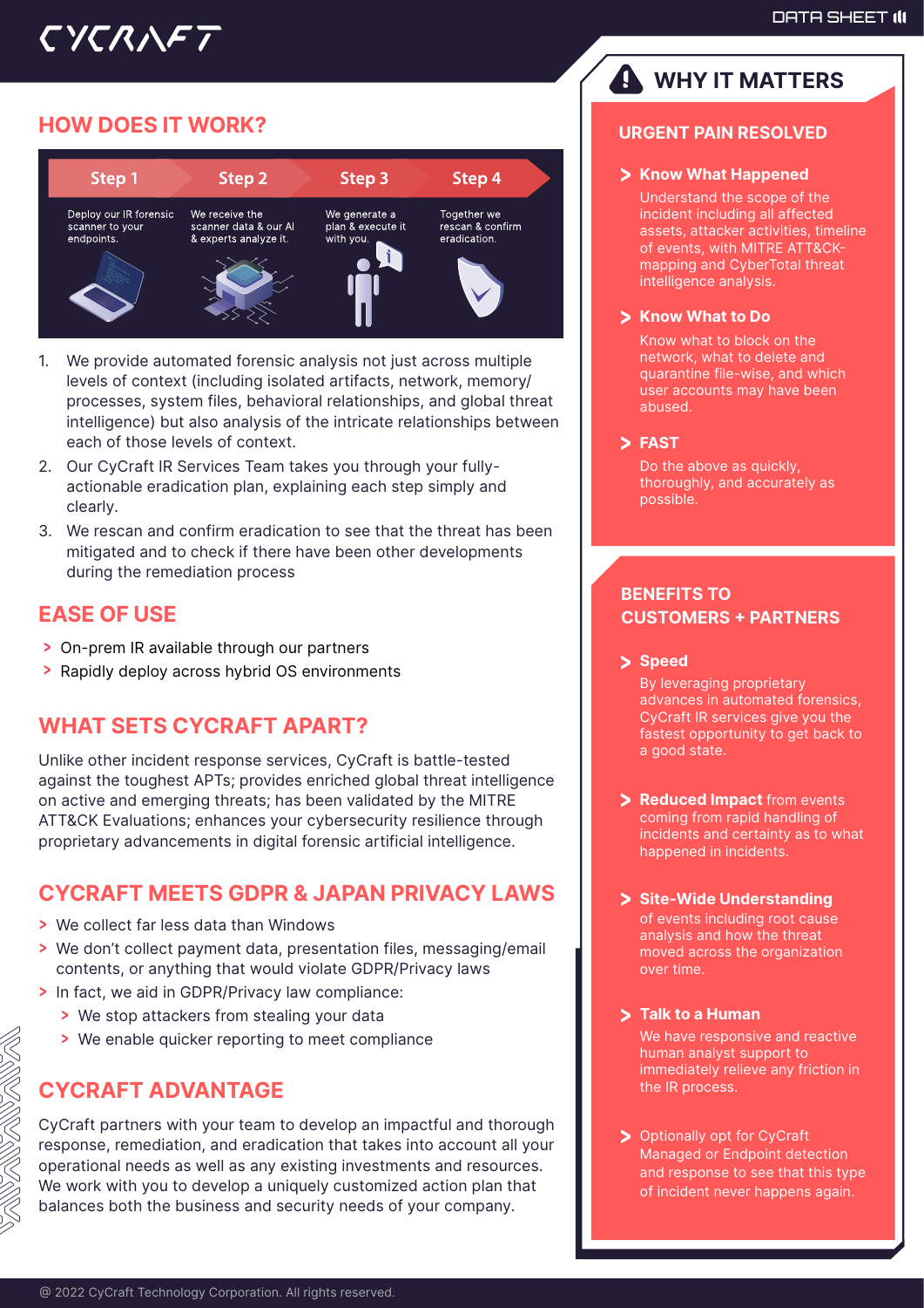## HOW DOES IT WORK?

**Step 1**
Deploy our IR forensic scanner to your endpoints.

**Step 2**
We receive the scanner data & our AI & experts analyze it.

**Step 3**
We generate a plan & execute it with you.

**Step 4**
Together we rescan & confirm eradication.

1. We provide automated forensic analysis not just across multiple levels of context (including isolated artifacts, network, memory/ processes, system files, behavioral relationships, and global threat intelligence) but also analysis of the intricate relationships between each of those levels of context.
2. Our CyCraft IR Services Team takes you through your fully-actionable eradication plan, explaining each step simply and clearly.
3. We rescan and confirm eradication to see that the threat has been mitigated and to check if there have been other developments during the remediation process

## EASE OF USE

- On-prem IR available through our partners
- Rapidly deploy across hybrid OS environments

## WHAT SETS CYCRAFT APART?

Unlike other incident response services, CyCraft is battle-tested against the toughest APTs; provides enriched global threat intelligence on active and emerging threats; has been validated by the MITRE ATT&CK Evaluations; enhances your cybersecurity resilience through proprietary advancements in digital forensic artificial intelligence.

## CYCRAFT MEETS GDPR & JAPAN PRIVACY LAWS

- We collect far less data than Windows
- We don't collect payment data, presentation files, messaging/email contents, or anything that would violate GDPR/Privacy laws
- In fact, we aid in GDPR/Privacy law compliance:
  - We stop attackers from stealing your data
  - We enable quicker reporting to meet compliance

## CYCRAFT ADVANTAGE

CyCraft partners with your team to develop an impactful and thorough response, remediation, and eradication that takes into account all your operational needs as well as any existing investments and resources. We work with you to develop a uniquely customized action plan that balances both the business and security needs of your company.

## WHY IT MATTERS

### URGENT PAIN RESOLVED

- **Know What Happened**
  Understand the scope of the incident including all affected assets, attacker activities, timeline of events, with MITRE ATT&CK-mapping and CyberTotal threat intelligence analysis.
- **Know What to Do**
  Know what to block on the network, what to delete and quarantine file-wise, and which user accounts may have been abused.
- **FAST**
  Do the above as quickly, thoroughly, and accurately as possible.

### BENEFITS TO CUSTOMERS + PARTNERS

- **Speed**
  By leveraging proprietary advances in automated forensics, CyCraft IR services give you the fastest opportunity to get back to a good state.
- **Reduced Impact** from events coming from rapid handling of incidents and certainty as to what happened in incidents.
- **Site-Wide Understanding** of events including root cause analysis and how the threat moved across the organization over time.
- **Talk to a Human**
  We have responsive and reactive human analyst support to immediately relieve any friction in the IR process.
- Optionally opt for CyCraft Managed or Endpoint detection and response to see that this type of incident never happens again.

@ 2022 CyCraft Technology Corporation. All rights reserved.